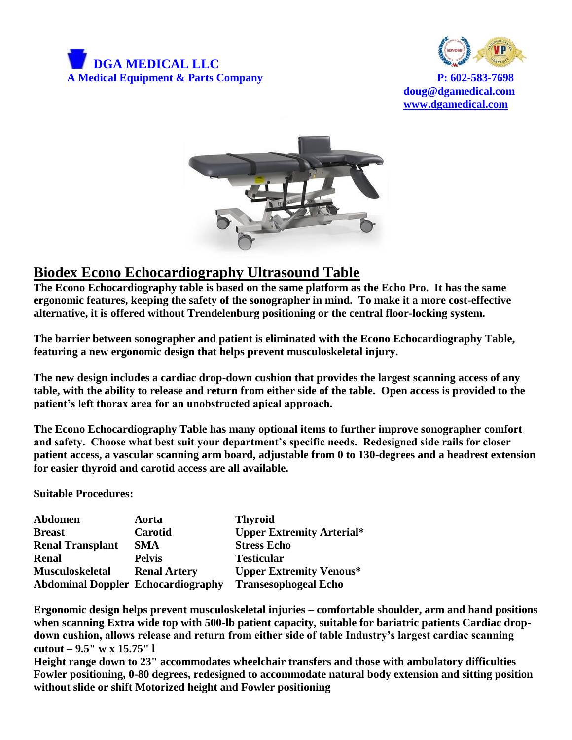**DGA MEDICAL LLC**
**A Medical Equipment & Parts Company**

**P: 602-583-7698**
**doug@dgamedical.com**
**www.dgamedical.com**

# Biodex Econo Echocardiography Ultrasound Table

**The Econo Echocardiography table is based on the same platform as the Echo Pro. It has the same ergonomic features, keeping the safety of the sonographer in mind. To make it a more cost-effective alternative, it is offered without Trendelenburg positioning or the central floor-locking system.**

**The barrier between sonographer and patient is eliminated with the Econo Echocardiography Table, featuring a new ergonomic design that helps prevent musculoskeletal injury.**

**The new design includes a cardiac drop-down cushion that provides the largest scanning access of any table, with the ability to release and return from either side of the table. Open access is provided to the patient's left thorax area for an unobstructed apical approach.**

**The Econo Echocardiography Table has many optional items to further improve sonographer comfort and safety. Choose what best suit your department's specific needs. Redesigned side rails for closer patient access, a vascular scanning arm board, adjustable from 0 to 130-degrees and a headrest extension for easier thyroid and carotid access are all available.**

**Suitable Procedures:**

| | | |
|---|---|---|
| Abdomen | Aorta | Thyroid |
| Breast | Carotid | Upper Extremity Arterial* |
| Renal Transplant | SMA | Stress Echo |
| Renal | Pelvis | Testicular |
| Musculoskeletal | Renal Artery | Upper Extremity Venous* |
| Abdominal Doppler | Echocardiography | Transesophogeal Echo |

**Ergonomic design helps prevent musculoskeletal injuries – comfortable shoulder, arm and hand positions when scanning Extra wide top with 500-lb patient capacity, suitable for bariatric patients Cardiac drop-down cushion, allows release and return from either side of table Industry's largest cardiac scanning cutout – 9.5" w x 15.75" l**
**Height range down to 23" accommodates wheelchair transfers and those with ambulatory difficulties Fowler positioning, 0-80 degrees, redesigned to accommodate natural body extension and sitting position without slide or shift Motorized height and Fowler positioning**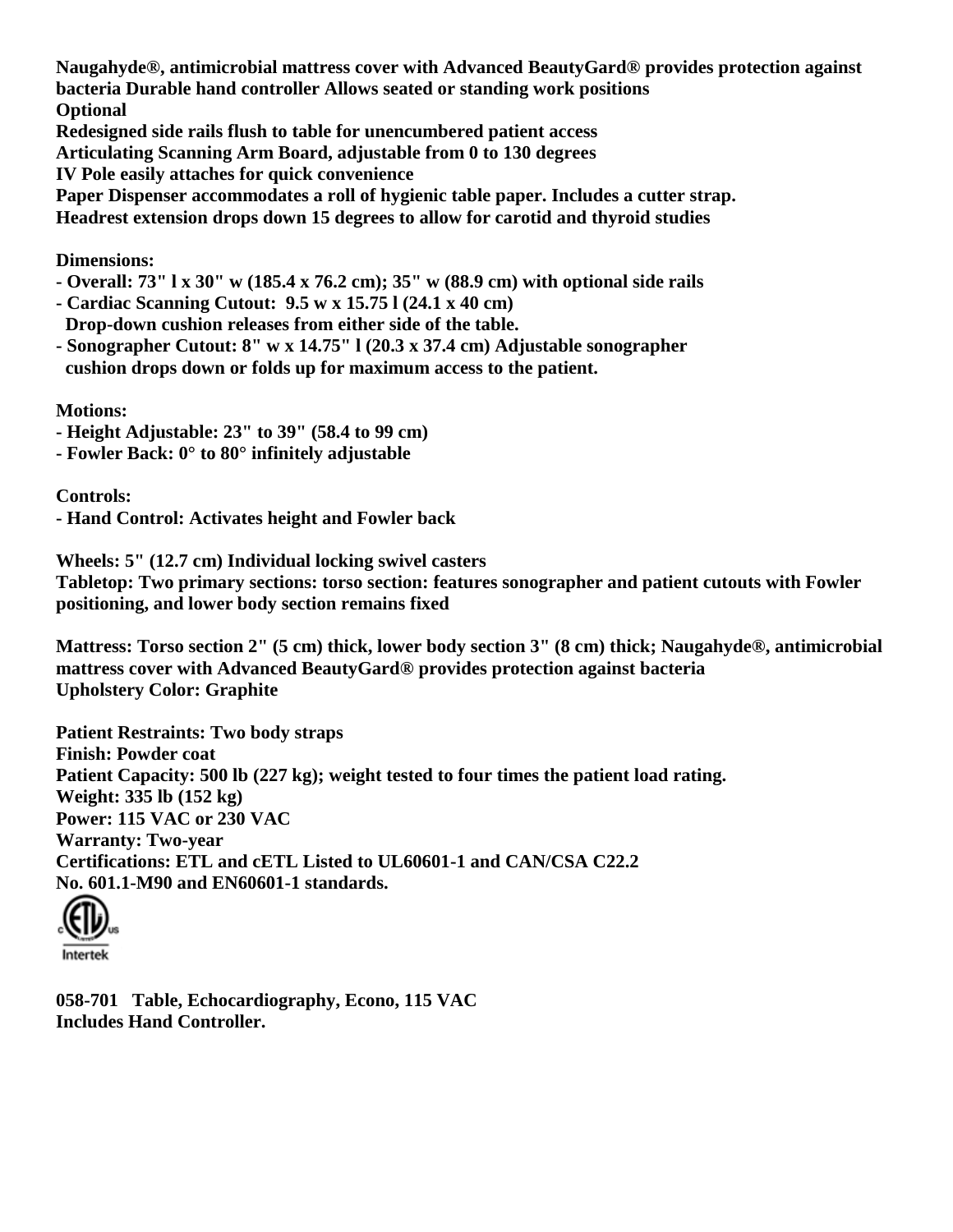**Naugahyde®, antimicrobial mattress cover with Advanced BeautyGard® provides protection against bacteria Durable hand controller Allows seated or standing work positions**

**Optional**

**Redesigned side rails flush to table for unencumbered patient access**

**Articulating Scanning Arm Board, adjustable from 0 to 130 degrees**

**IV Pole easily attaches for quick convenience**

**Paper Dispenser accommodates a roll of hygienic table paper. Includes a cutter strap.**

**Headrest extension drops down 15 degrees to allow for carotid and thyroid studies**

**Dimensions:**

- **Overall: 73" l x 30" w (185.4 x 76.2 cm); 35" w (88.9 cm) with optional side rails**
- **Cardiac Scanning Cutout: 9.5 w x 15.75 l (24.1 x 40 cm)**
  **Drop-down cushion releases from either side of the table.**
- **Sonographer Cutout: 8" w x 14.75" l (20.3 x 37.4 cm) Adjustable sonographer cushion drops down or folds up for maximum access to the patient.**

**Motions:**

- **Height Adjustable: 23" to 39" (58.4 to 99 cm)**
- **Fowler Back: 0° to 80° infinitely adjustable**

**Controls:**

- **Hand Control: Activates height and Fowler back**

**Wheels: 5" (12.7 cm) Individual locking swivel casters**

**Tabletop: Two primary sections: torso section: features sonographer and patient cutouts with Fowler positioning, and lower body section remains fixed**

**Mattress: Torso section 2" (5 cm) thick, lower body section 3" (8 cm) thick; Naugahyde®, antimicrobial mattress cover with Advanced BeautyGard® provides protection against bacteria**

**Upholstery Color: Graphite**

**Patient Restraints: Two body straps**

**Finish: Powder coat**

**Patient Capacity: 500 lb (227 kg); weight tested to four times the patient load rating.**

**Weight: 335 lb (152 kg)**

**Power: 115 VAC or 230 VAC**

**Warranty: Two-year**

**Certifications: ETL and cETL Listed to UL60601-1 and CAN/CSA C22.2 No. 601.1-M90 and EN60601-1 standards.**

Intertek

**058-701 Table, Echocardiography, Econo, 115 VAC**

**Includes Hand Controller.**